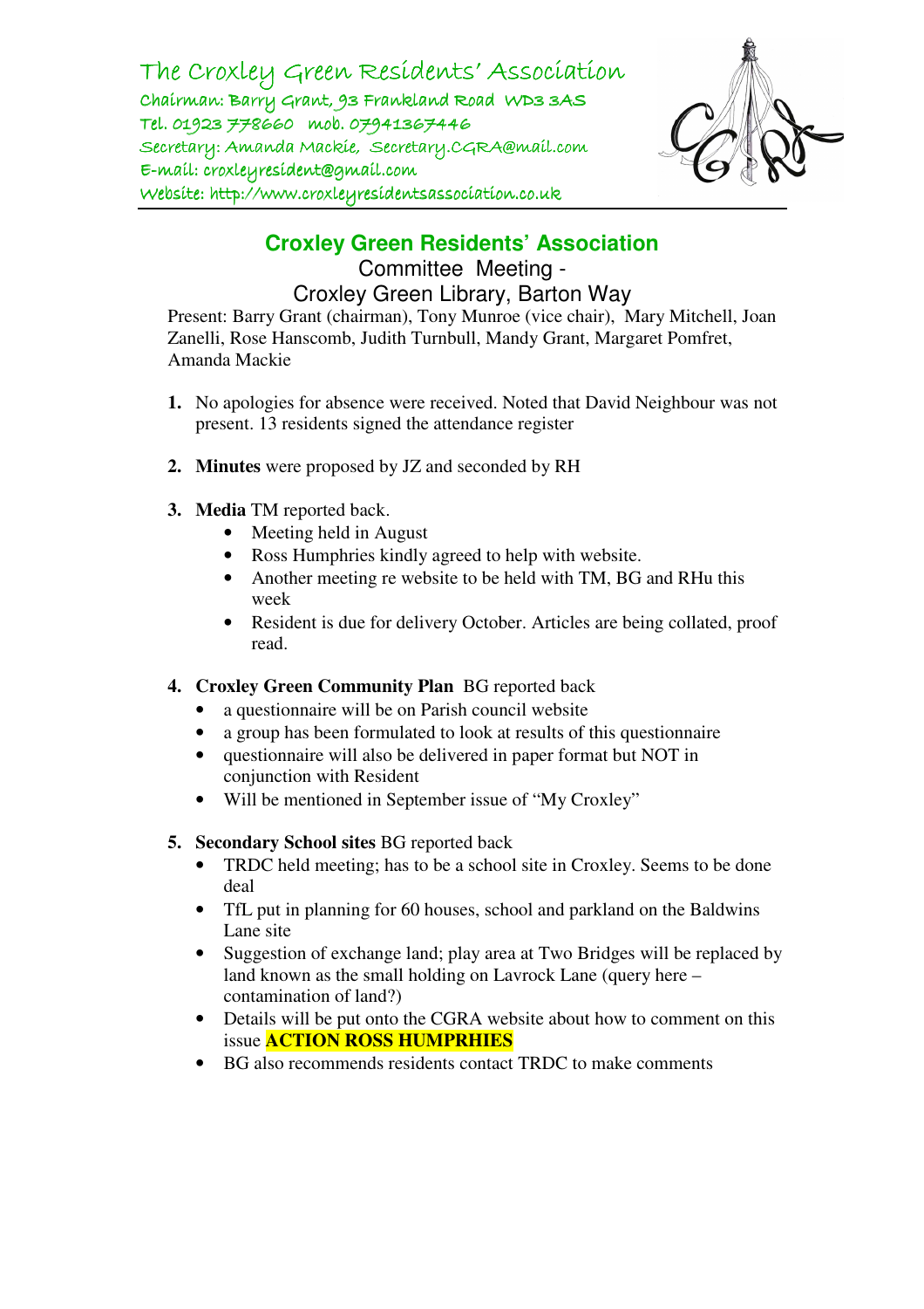The Croxley Green Residents' Association
Chairman: Barry Grant, 93 Frankland Road WD3 3AS
Tel. 01923 778660 mob. 07941367446
Secretary: Amanda Mackie, Secretary.CGRA@mail.com
E-mail: croxleyresident@gmail.com
Website: http://www.croxleyresidentsassociation.co.uk

---

## Croxley Green Residents' Association

Committee Meeting -
Croxley Green Library, Barton Way

Present: Barry Grant (chairman), Tony Munroe (vice chair), Mary Mitchell, Joan Zanelli, Rose Hanscomb, Judith Turnbull, Mandy Grant, Margaret Pomfret, Amanda Mackie

1. No apologies for absence were received. Noted that David Neighbour was not present. 13 residents signed the attendance register

2. **Minutes** were proposed by JZ and seconded by RH

3. **Media** TM reported back.
   - Meeting held in August
   - Ross Humphries kindly agreed to help with website.
   - Another meeting re website to be held with TM, BG and RHu this week
   - Resident is due for delivery October. Articles are being collated, proof read.

4. **Croxley Green Community Plan** BG reported back
   - a questionnaire will be on Parish council website
   - a group has been formulated to look at results of this questionnaire
   - questionnaire will also be delivered in paper format but NOT in conjunction with Resident
   - Will be mentioned in September issue of "My Croxley"

5. **Secondary School sites** BG reported back
   - TRDC held meeting; has to be a school site in Croxley. Seems to be done deal
   - TfL put in planning for 60 houses, school and parkland on the Baldwins Lane site
   - Suggestion of exchange land; play area at Two Bridges will be replaced by land known as the small holding on Lavrock Lane (query here – contamination of land?)
   - Details will be put onto the CGRA website about how to comment on this issue **ACTION ROSS HUMPRHIES**
   - BG also recommends residents contact TRDC to make comments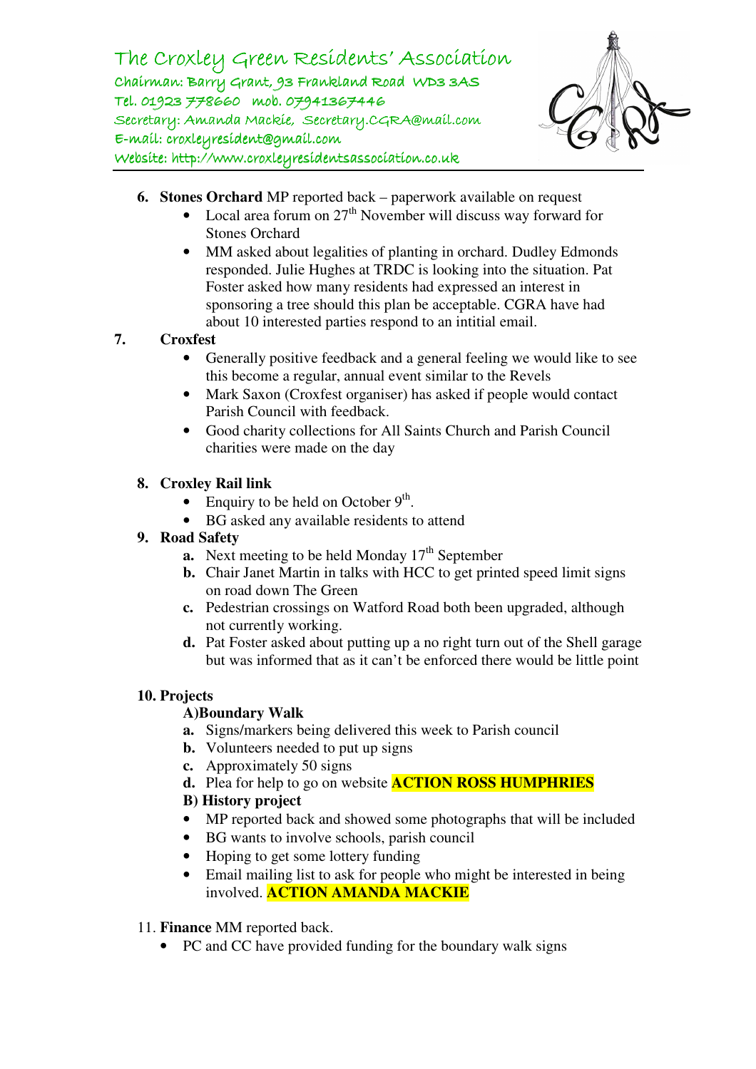# The Croxley Green Residents' Association

Chairman: Barry Grant, 93 Frankland Road WD3 3AS
Tel. 01923 778660 mob. 07941367446
Secretary: Amanda Mackie, Secretary.CGRA@mail.com
E-mail: croxleyresident@gmail.com
Website: http://www.croxleyresidentsassociation.co.uk

6. **Stones Orchard** MP reported back – paperwork available on request
   - Local area forum on 27th November will discuss way forward for Stones Orchard
   - MM asked about legalities of planting in orchard. Dudley Edmonds responded. Julie Hughes at TRDC is looking into the situation. Pat Foster asked how many residents had expressed an interest in sponsoring a tree should this plan be acceptable. CGRA have had about 10 interested parties respond to an intitial email.

7. **Croxfest**
   - Generally positive feedback and a general feeling we would like to see this become a regular, annual event similar to the Revels
   - Mark Saxon (Croxfest organiser) has asked if people would contact Parish Council with feedback.
   - Good charity collections for All Saints Church and Parish Council charities were made on the day

8. **Croxley Rail link**
   - Enquiry to be held on October 9th.
   - BG asked any available residents to attend

9. **Road Safety**
   a. Next meeting to be held Monday 17th September
   b. Chair Janet Martin in talks with HCC to get printed speed limit signs on road down The Green
   c. Pedestrian crossings on Watford Road both been upgraded, although not currently working.
   d. Pat Foster asked about putting up a no right turn out of the Shell garage but was informed that as it can't be enforced there would be little point

10. **Projects**

    **A)Boundary Walk**
    a. Signs/markers being delivered this week to Parish council
    b. Volunteers needed to put up signs
    c. Approximately 50 signs
    d. Plea for help to go on website **ACTION ROSS HUMPHRIES**

    **B) History project**
    - MP reported back and showed some photographs that will be included
    - BG wants to involve schools, parish council
    - Hoping to get some lottery funding
    - Email mailing list to ask for people who might be interested in being involved. **ACTION AMANDA MACKIE**

11. **Finance** MM reported back.
    - PC and CC have provided funding for the boundary walk signs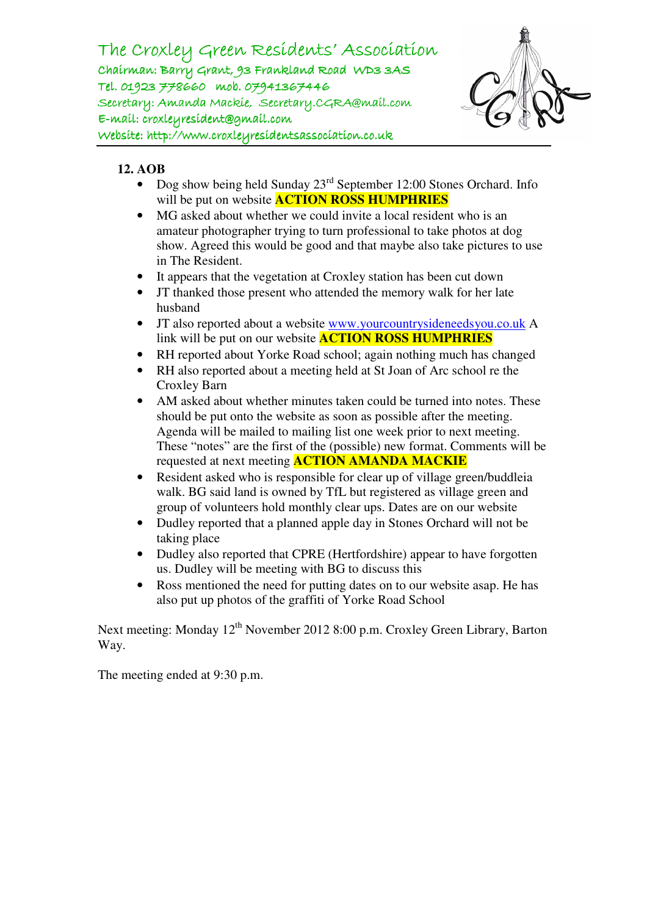The Croxley Green Residents' Association

Chairman: Barry Grant, 93 Frankland Road WD3 3AS
Tel. 01923 778660 mob. 07941367446
Secretary: Amanda Mackie, Secretary.CGRA@mail.com
E-mail: croxleyresident@gmail.com
Website: http://www.croxleyresidentsassociation.co.uk

**12. AOB**

- Dog show being held Sunday 23rd September 12:00 Stones Orchard. Info will be put on website **ACTION ROSS HUMPHRIES**
- MG asked about whether we could invite a local resident who is an amateur photographer trying to turn professional to take photos at dog show. Agreed this would be good and that maybe also take pictures to use in The Resident.
- It appears that the vegetation at Croxley station has been cut down
- JT thanked those present who attended the memory walk for her late husband
- JT also reported about a website www.yourcountrysideneedsyou.co.uk A link will be put on our website **ACTION ROSS HUMPHRIES**
- RH reported about Yorke Road school; again nothing much has changed
- RH also reported about a meeting held at St Joan of Arc school re the Croxley Barn
- AM asked about whether minutes taken could be turned into notes. These should be put onto the website as soon as possible after the meeting. Agenda will be mailed to mailing list one week prior to next meeting. These "notes" are the first of the (possible) new format. Comments will be requested at next meeting **ACTION AMANDA MACKIE**
- Resident asked who is responsible for clear up of village green/buddleia walk. BG said land is owned by TfL but registered as village green and group of volunteers hold monthly clear ups. Dates are on our website
- Dudley reported that a planned apple day in Stones Orchard will not be taking place
- Dudley also reported that CPRE (Hertfordshire) appear to have forgotten us. Dudley will be meeting with BG to discuss this
- Ross mentioned the need for putting dates on to our website asap. He has also put up photos of the graffiti of Yorke Road School

Next meeting: Monday 12th November 2012 8:00 p.m. Croxley Green Library, Barton Way.

The meeting ended at 9:30 p.m.